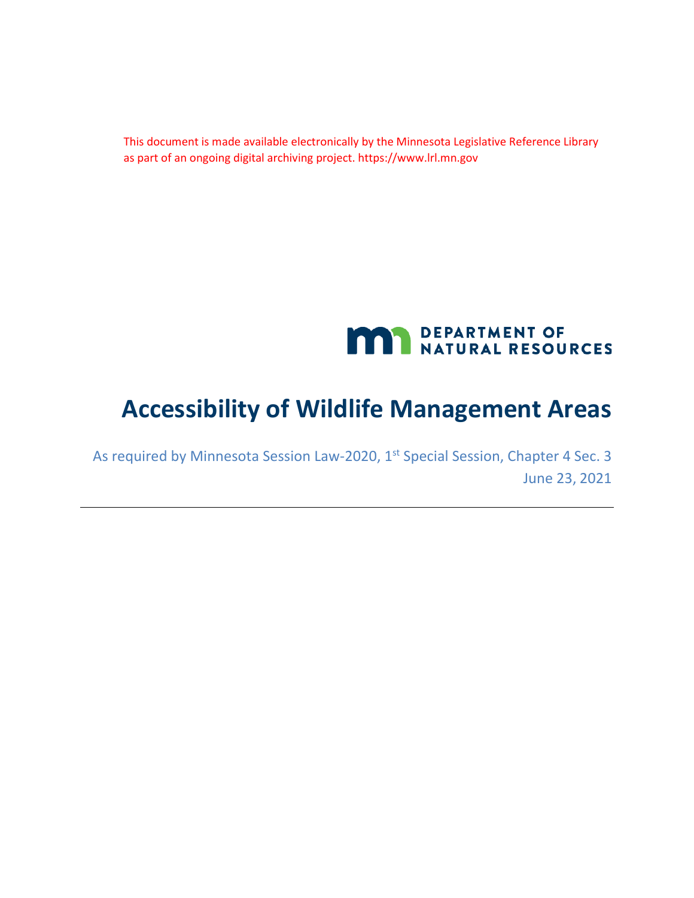This document is made available electronically by the Minnesota Legislative Reference Library as part of an ongoing digital archiving project. https://www.lrl.mn.gov

DEPARTMENT OF NATURAL RESOURCES

# Accessibility of Wildlife Management Areas

As required by Minnesota Session Law-2020, 1st Special Session, Chapter 4 Sec. 3

June 23, 2021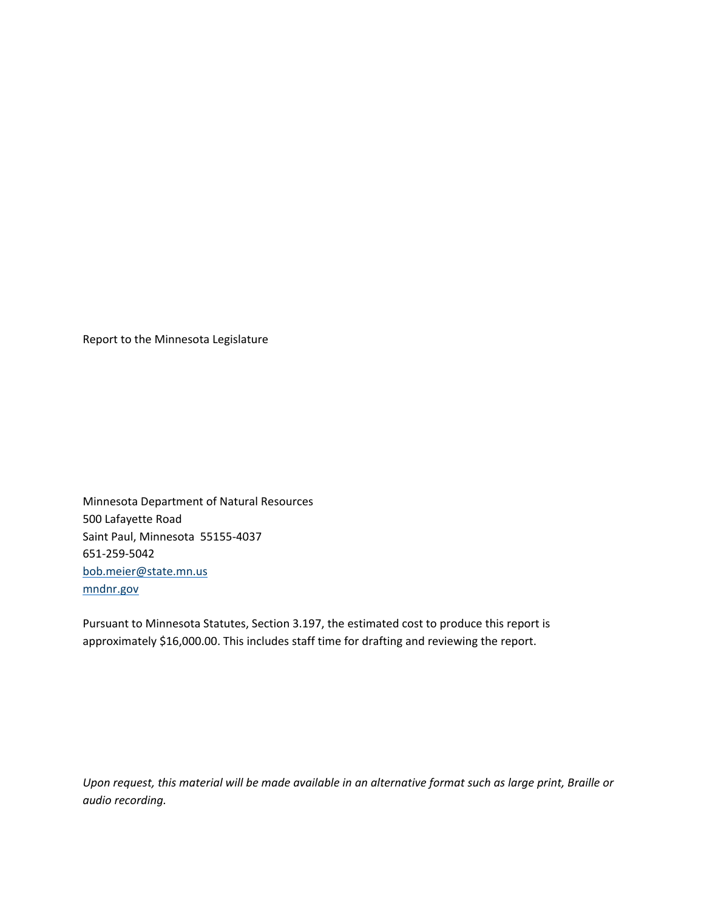Report to the Minnesota Legislature

Minnesota Department of Natural Resources
500 Lafayette Road
Saint Paul, Minnesota 55155-4037
651-259-5042
[bob.meier@state.mn.us](mailto:bob.meier@state.mn.us)
[mndnr.gov](http://mndnr.gov)

Pursuant to Minnesota Statutes, Section 3.197, the estimated cost to produce this report is approximately $16,000.00. This includes staff time for drafting and reviewing the report.

*Upon request, this material will be made available in an alternative format such as large print, Braille or audio recording.*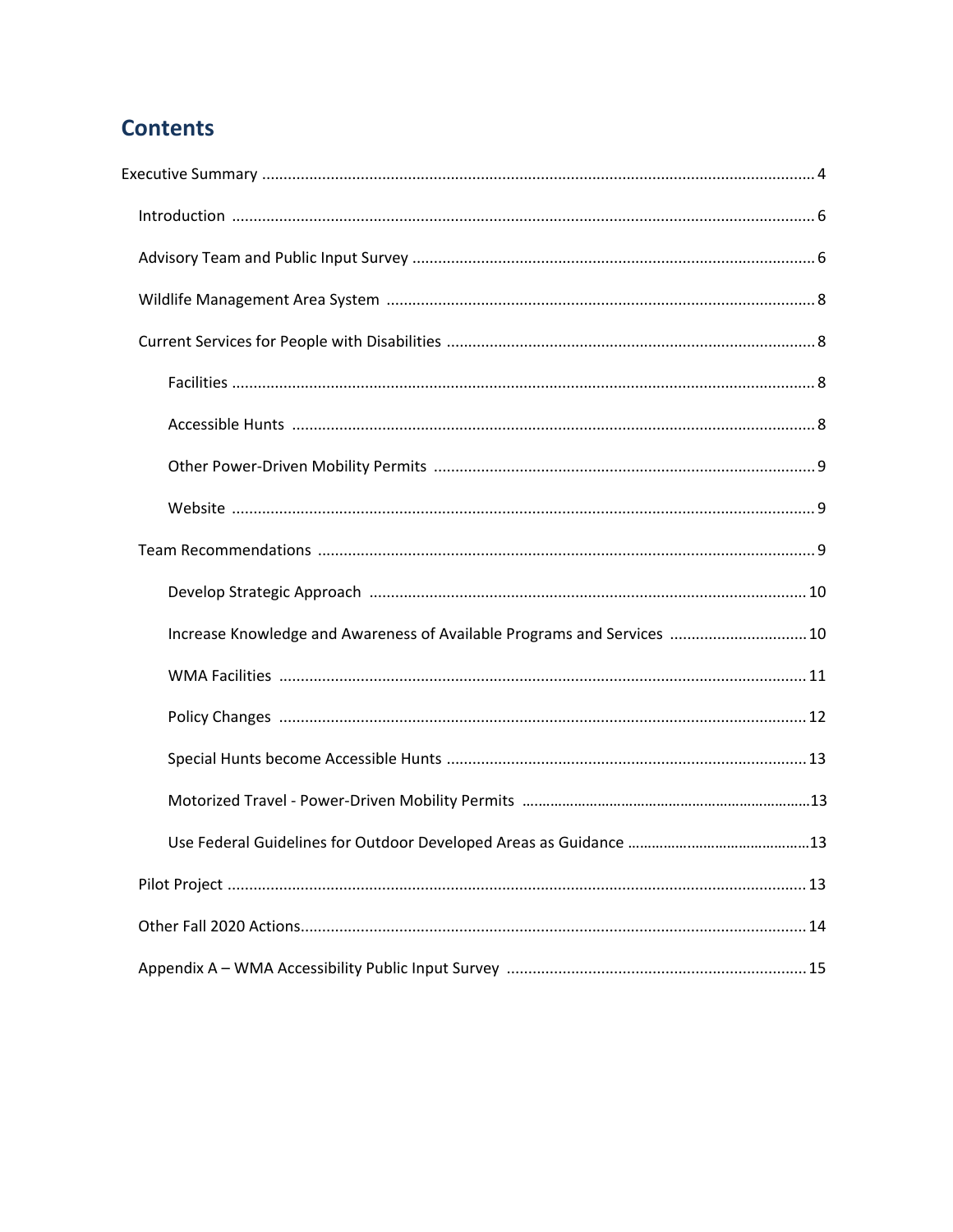## Contents

Executive Summary ........................................................................................................................ 4

- Introduction ............................................................................................................................. 6
- Advisory Team and Public Input Survey .................................................................................. 6
- Wildlife Management Area System ......................................................................................... 8
- Current Services for People with Disabilities ........................................................................... 8
  - Facilities .............................................................................................................................. 8
  - Accessible Hunts ................................................................................................................ 8
  - Other Power-Driven Mobility Permits ................................................................................ 9
  - Website .............................................................................................................................. 9
- Team Recommendations ......................................................................................................... 9
  - Develop Strategic Approach ............................................................................................. 10
  - Increase Knowledge and Awareness of Available Programs and Services ........................ 10
  - WMA Facilities .................................................................................................................. 11
  - Policy Changes .................................................................................................................. 12
  - Special Hunts become Accessible Hunts ........................................................................... 13
  - Motorized Travel - Power-Driven Mobility Permits ......................................................... 13
  - Use Federal Guidelines for Outdoor Developed Areas as Guidance .................................. 13
- Pilot Project ............................................................................................................................ 13
- Other Fall 2020 Actions ........................................................................................................... 14
- Appendix A – WMA Accessibility Public Input Survey ............................................................ 15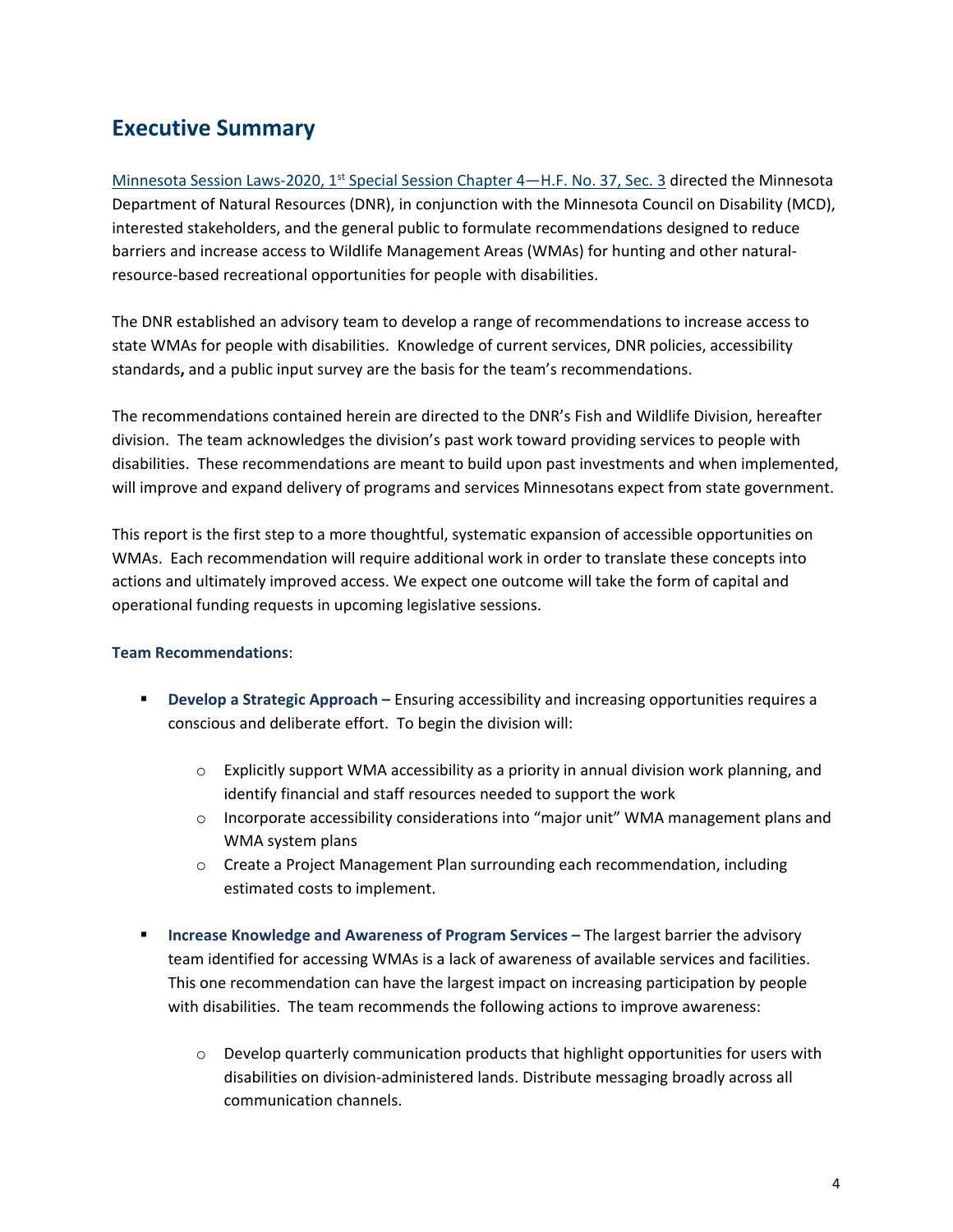## Executive Summary

Minnesota Session Laws-2020, 1st Special Session Chapter 4—H.F. No. 37, Sec. 3 directed the Minnesota Department of Natural Resources (DNR), in conjunction with the Minnesota Council on Disability (MCD), interested stakeholders, and the general public to formulate recommendations designed to reduce barriers and increase access to Wildlife Management Areas (WMAs) for hunting and other natural-resource-based recreational opportunities for people with disabilities.

The DNR established an advisory team to develop a range of recommendations to increase access to state WMAs for people with disabilities. Knowledge of current services, DNR policies, accessibility standards**,** and a public input survey are the basis for the team's recommendations.

The recommendations contained herein are directed to the DNR's Fish and Wildlife Division, hereafter division. The team acknowledges the division's past work toward providing services to people with disabilities. These recommendations are meant to build upon past investments and when implemented, will improve and expand delivery of programs and services Minnesotans expect from state government.

This report is the first step to a more thoughtful, systematic expansion of accessible opportunities on WMAs. Each recommendation will require additional work in order to translate these concepts into actions and ultimately improved access. We expect one outcome will take the form of capital and operational funding requests in upcoming legislative sessions.

**Team Recommendations**:

- **Develop a Strategic Approach –** Ensuring accessibility and increasing opportunities requires a conscious and deliberate effort. To begin the division will:
    - Explicitly support WMA accessibility as a priority in annual division work planning, and identify financial and staff resources needed to support the work
    - Incorporate accessibility considerations into "major unit" WMA management plans and WMA system plans
    - Create a Project Management Plan surrounding each recommendation, including estimated costs to implement.
- **Increase Knowledge and Awareness of Program Services –** The largest barrier the advisory team identified for accessing WMAs is a lack of awareness of available services and facilities. This one recommendation can have the largest impact on increasing participation by people with disabilities. The team recommends the following actions to improve awareness:
    - Develop quarterly communication products that highlight opportunities for users with disabilities on division-administered lands. Distribute messaging broadly across all communication channels.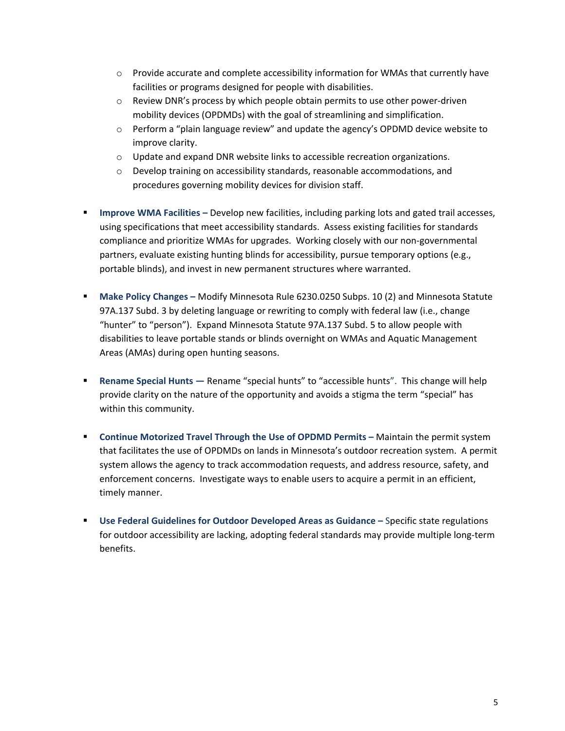- Provide accurate and complete accessibility information for WMAs that currently have facilities or programs designed for people with disabilities.
  - Review DNR's process by which people obtain permits to use other power-driven mobility devices (OPDMDs) with the goal of streamlining and simplification.
  - Perform a "plain language review" and update the agency's OPDMD device website to improve clarity.
  - Update and expand DNR website links to accessible recreation organizations.
  - Develop training on accessibility standards, reasonable accommodations, and procedures governing mobility devices for division staff.

- **Improve WMA Facilities –** Develop new facilities, including parking lots and gated trail accesses, using specifications that meet accessibility standards. Assess existing facilities for standards compliance and prioritize WMAs for upgrades. Working closely with our non-governmental partners, evaluate existing hunting blinds for accessibility, pursue temporary options (e.g., portable blinds), and invest in new permanent structures where warranted.

- **Make Policy Changes –** Modify Minnesota Rule 6230.0250 Subps. 10 (2) and Minnesota Statute 97A.137 Subd. 3 by deleting language or rewriting to comply with federal law (i.e., change "hunter" to "person"). Expand Minnesota Statute 97A.137 Subd. 5 to allow people with disabilities to leave portable stands or blinds overnight on WMAs and Aquatic Management Areas (AMAs) during open hunting seasons.

- **Rename Special Hunts —** Rename "special hunts" to "accessible hunts". This change will help provide clarity on the nature of the opportunity and avoids a stigma the term "special" has within this community.

- **Continue Motorized Travel Through the Use of OPDMD Permits –** Maintain the permit system that facilitates the use of OPDMDs on lands in Minnesota's outdoor recreation system. A permit system allows the agency to track accommodation requests, and address resource, safety, and enforcement concerns. Investigate ways to enable users to acquire a permit in an efficient, timely manner.

- **Use Federal Guidelines for Outdoor Developed Areas as Guidance –** Specific state regulations for outdoor accessibility are lacking, adopting federal standards may provide multiple long-term benefits.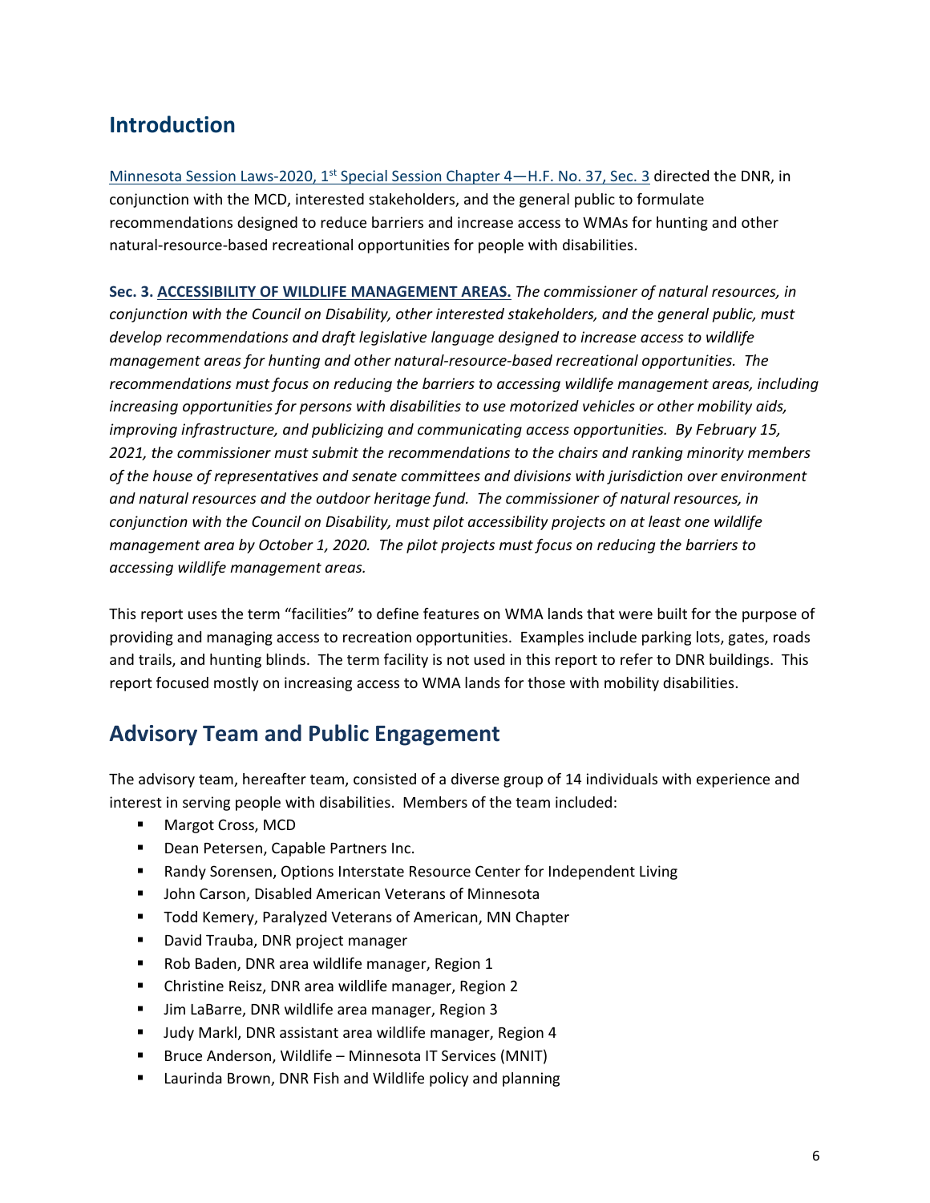## Introduction

Minnesota Session Laws-2020, 1st Special Session Chapter 4—H.F. No. 37, Sec. 3 directed the DNR, in conjunction with the MCD, interested stakeholders, and the general public to formulate recommendations designed to reduce barriers and increase access to WMAs for hunting and other natural-resource-based recreational opportunities for people with disabilities.

**Sec. 3. ACCESSIBILITY OF WILDLIFE MANAGEMENT AREAS.** *The commissioner of natural resources, in conjunction with the Council on Disability, other interested stakeholders, and the general public, must develop recommendations and draft legislative language designed to increase access to wildlife management areas for hunting and other natural-resource-based recreational opportunities. The recommendations must focus on reducing the barriers to accessing wildlife management areas, including increasing opportunities for persons with disabilities to use motorized vehicles or other mobility aids, improving infrastructure, and publicizing and communicating access opportunities. By February 15, 2021, the commissioner must submit the recommendations to the chairs and ranking minority members of the house of representatives and senate committees and divisions with jurisdiction over environment and natural resources and the outdoor heritage fund. The commissioner of natural resources, in conjunction with the Council on Disability, must pilot accessibility projects on at least one wildlife management area by October 1, 2020. The pilot projects must focus on reducing the barriers to accessing wildlife management areas.*

This report uses the term "facilities" to define features on WMA lands that were built for the purpose of providing and managing access to recreation opportunities. Examples include parking lots, gates, roads and trails, and hunting blinds. The term facility is not used in this report to refer to DNR buildings. This report focused mostly on increasing access to WMA lands for those with mobility disabilities.

## Advisory Team and Public Engagement

The advisory team, hereafter team, consisted of a diverse group of 14 individuals with experience and interest in serving people with disabilities. Members of the team included:

- Margot Cross, MCD
- Dean Petersen, Capable Partners Inc.
- Randy Sorensen, Options Interstate Resource Center for Independent Living
- John Carson, Disabled American Veterans of Minnesota
- Todd Kemery, Paralyzed Veterans of American, MN Chapter
- David Trauba, DNR project manager
- Rob Baden, DNR area wildlife manager, Region 1
- Christine Reisz, DNR area wildlife manager, Region 2
- Jim LaBarre, DNR wildlife area manager, Region 3
- Judy Markl, DNR assistant area wildlife manager, Region 4
- Bruce Anderson, Wildlife – Minnesota IT Services (MNIT)
- Laurinda Brown, DNR Fish and Wildlife policy and planning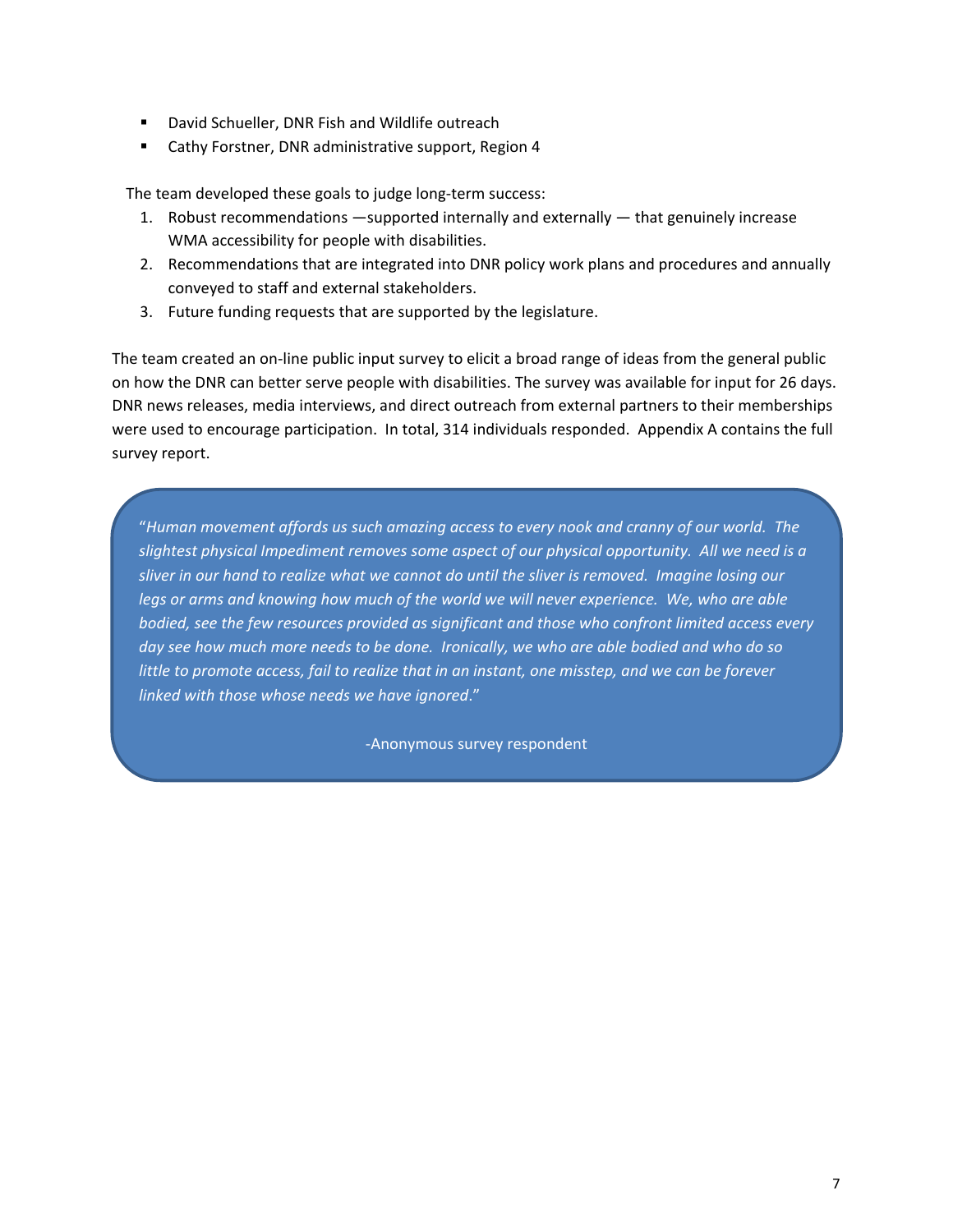- David Schueller, DNR Fish and Wildlife outreach
- Cathy Forstner, DNR administrative support, Region 4

The team developed these goals to judge long-term success:

1. Robust recommendations —supported internally and externally — that genuinely increase WMA accessibility for people with disabilities.
2. Recommendations that are integrated into DNR policy work plans and procedures and annually conveyed to staff and external stakeholders.
3. Future funding requests that are supported by the legislature.

The team created an on-line public input survey to elicit a broad range of ideas from the general public on how the DNR can better serve people with disabilities. The survey was available for input for 26 days. DNR news releases, media interviews, and direct outreach from external partners to their memberships were used to encourage participation. In total, 314 individuals responded. Appendix A contains the full survey report.

> "*Human movement affords us such amazing access to every nook and cranny of our world. The slightest physical Impediment removes some aspect of our physical opportunity. All we need is a sliver in our hand to realize what we cannot do until the sliver is removed. Imagine losing our legs or arms and knowing how much of the world we will never experience. We, who are able bodied, see the few resources provided as significant and those who confront limited access every day see how much more needs to be done. Ironically, we who are able bodied and who do so little to promote access, fail to realize that in an instant, one misstep, and we can be forever linked with those whose needs we have ignored*."
>
> -Anonymous survey respondent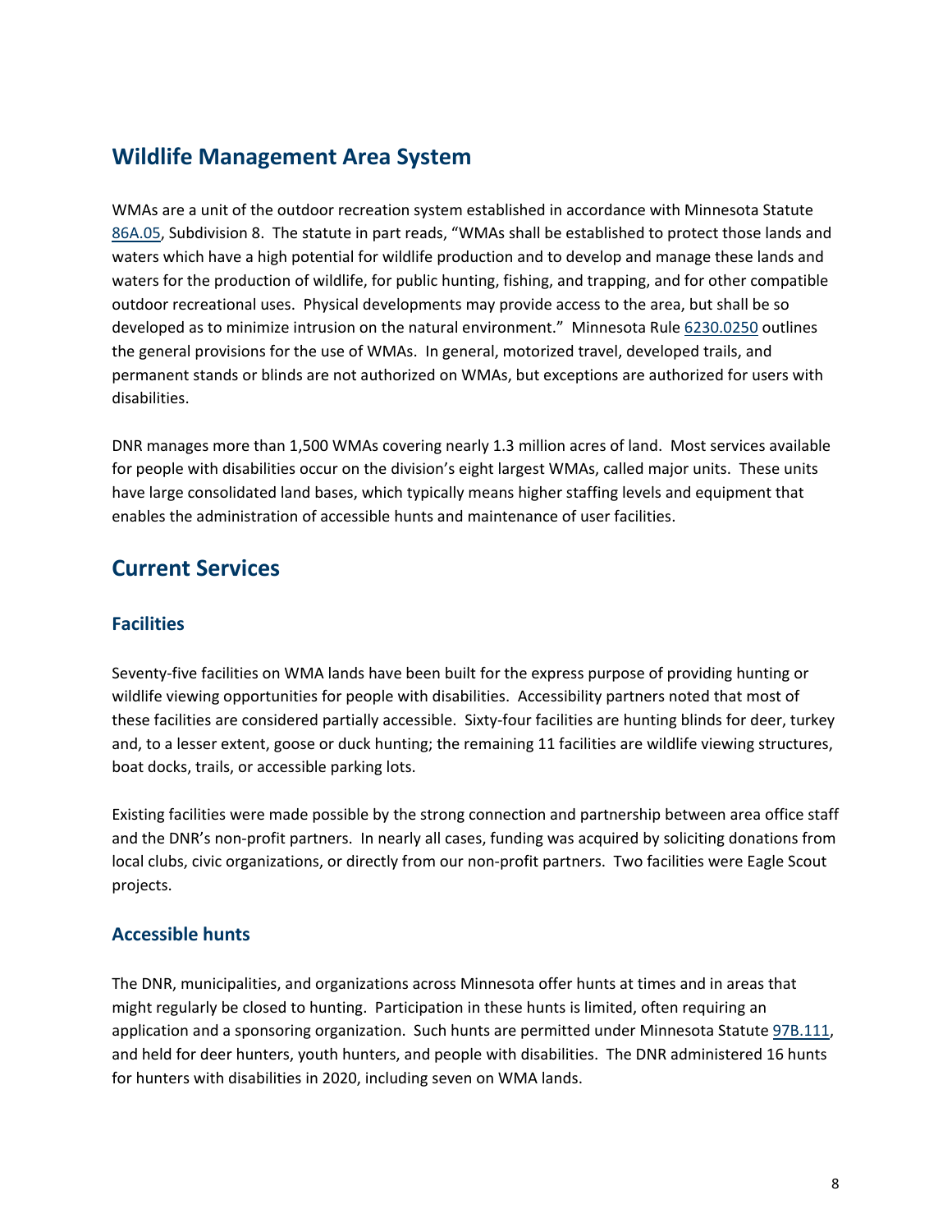## Wildlife Management Area System

WMAs are a unit of the outdoor recreation system established in accordance with Minnesota Statute 86A.05, Subdivision 8. The statute in part reads, "WMAs shall be established to protect those lands and waters which have a high potential for wildlife production and to develop and manage these lands and waters for the production of wildlife, for public hunting, fishing, and trapping, and for other compatible outdoor recreational uses. Physical developments may provide access to the area, but shall be so developed as to minimize intrusion on the natural environment." Minnesota Rule 6230.0250 outlines the general provisions for the use of WMAs. In general, motorized travel, developed trails, and permanent stands or blinds are not authorized on WMAs, but exceptions are authorized for users with disabilities.

DNR manages more than 1,500 WMAs covering nearly 1.3 million acres of land. Most services available for people with disabilities occur on the division's eight largest WMAs, called major units. These units have large consolidated land bases, which typically means higher staffing levels and equipment that enables the administration of accessible hunts and maintenance of user facilities.

## Current Services

### Facilities

Seventy-five facilities on WMA lands have been built for the express purpose of providing hunting or wildlife viewing opportunities for people with disabilities. Accessibility partners noted that most of these facilities are considered partially accessible. Sixty-four facilities are hunting blinds for deer, turkey and, to a lesser extent, goose or duck hunting; the remaining 11 facilities are wildlife viewing structures, boat docks, trails, or accessible parking lots.

Existing facilities were made possible by the strong connection and partnership between area office staff and the DNR's non-profit partners. In nearly all cases, funding was acquired by soliciting donations from local clubs, civic organizations, or directly from our non-profit partners. Two facilities were Eagle Scout projects.

### Accessible hunts

The DNR, municipalities, and organizations across Minnesota offer hunts at times and in areas that might regularly be closed to hunting. Participation in these hunts is limited, often requiring an application and a sponsoring organization. Such hunts are permitted under Minnesota Statute 97B.111, and held for deer hunters, youth hunters, and people with disabilities. The DNR administered 16 hunts for hunters with disabilities in 2020, including seven on WMA lands.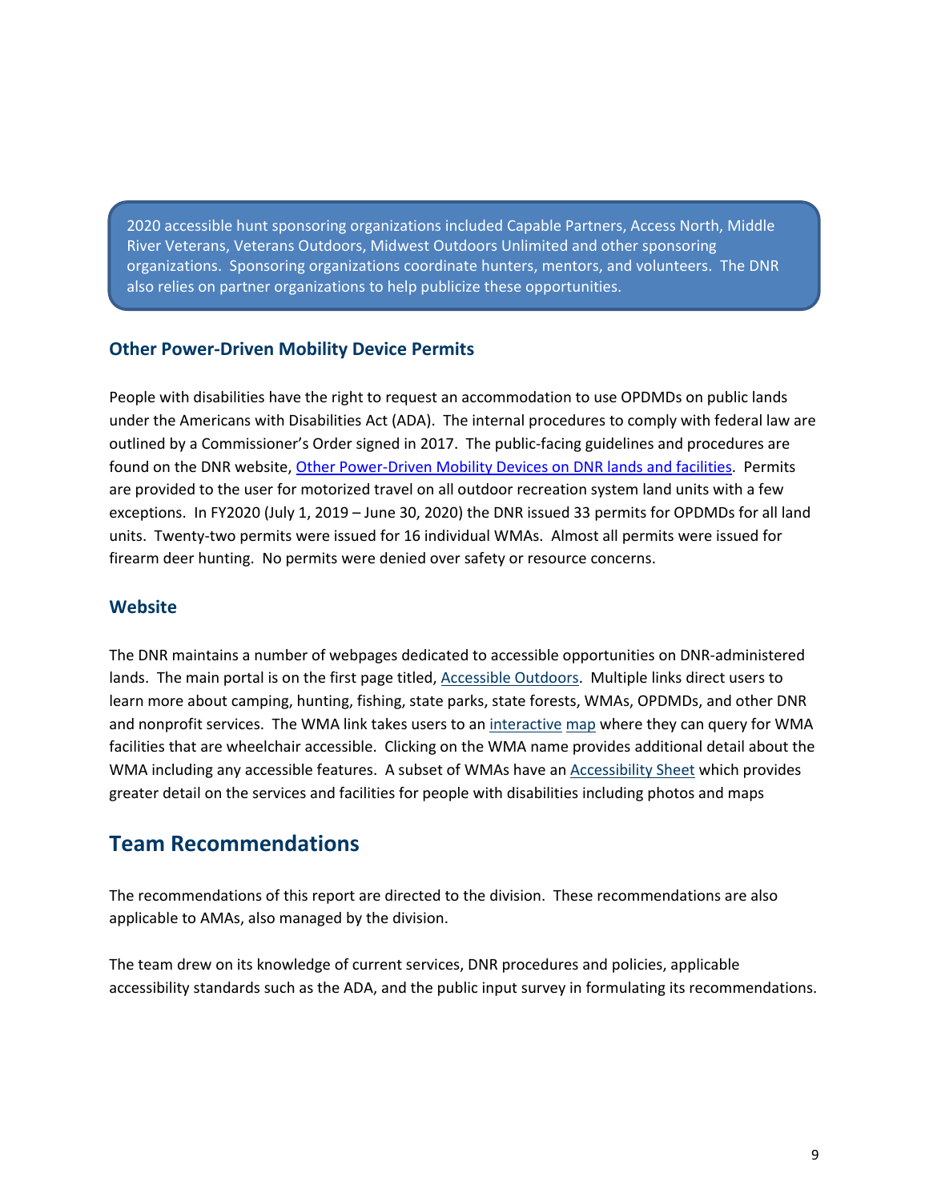> 2020 accessible hunt sponsoring organizations included Capable Partners, Access North, Middle River Veterans, Veterans Outdoors, Midwest Outdoors Unlimited and other sponsoring organizations. Sponsoring organizations coordinate hunters, mentors, and volunteers. The DNR also relies on partner organizations to help publicize these opportunities.

### Other Power-Driven Mobility Device Permits

People with disabilities have the right to request an accommodation to use OPDMDs on public lands under the Americans with Disabilities Act (ADA). The internal procedures to comply with federal law are outlined by a Commissioner's Order signed in 2017. The public-facing guidelines and procedures are found on the DNR website, Other Power-Driven Mobility Devices on DNR lands and facilities. Permits are provided to the user for motorized travel on all outdoor recreation system land units with a few exceptions. In FY2020 (July 1, 2019 – June 30, 2020) the DNR issued 33 permits for OPDMDs for all land units. Twenty-two permits were issued for 16 individual WMAs. Almost all permits were issued for firearm deer hunting. No permits were denied over safety or resource concerns.

### Website

The DNR maintains a number of webpages dedicated to accessible opportunities on DNR-administered lands. The main portal is on the first page titled, Accessible Outdoors. Multiple links direct users to learn more about camping, hunting, fishing, state parks, state forests, WMAs, OPDMDs, and other DNR and nonprofit services. The WMA link takes users to an interactive map where they can query for WMA facilities that are wheelchair accessible. Clicking on the WMA name provides additional detail about the WMA including any accessible features. A subset of WMAs have an Accessibility Sheet which provides greater detail on the services and facilities for people with disabilities including photos and maps

## Team Recommendations

The recommendations of this report are directed to the division. These recommendations are also applicable to AMAs, also managed by the division.

The team drew on its knowledge of current services, DNR procedures and policies, applicable accessibility standards such as the ADA, and the public input survey in formulating its recommendations.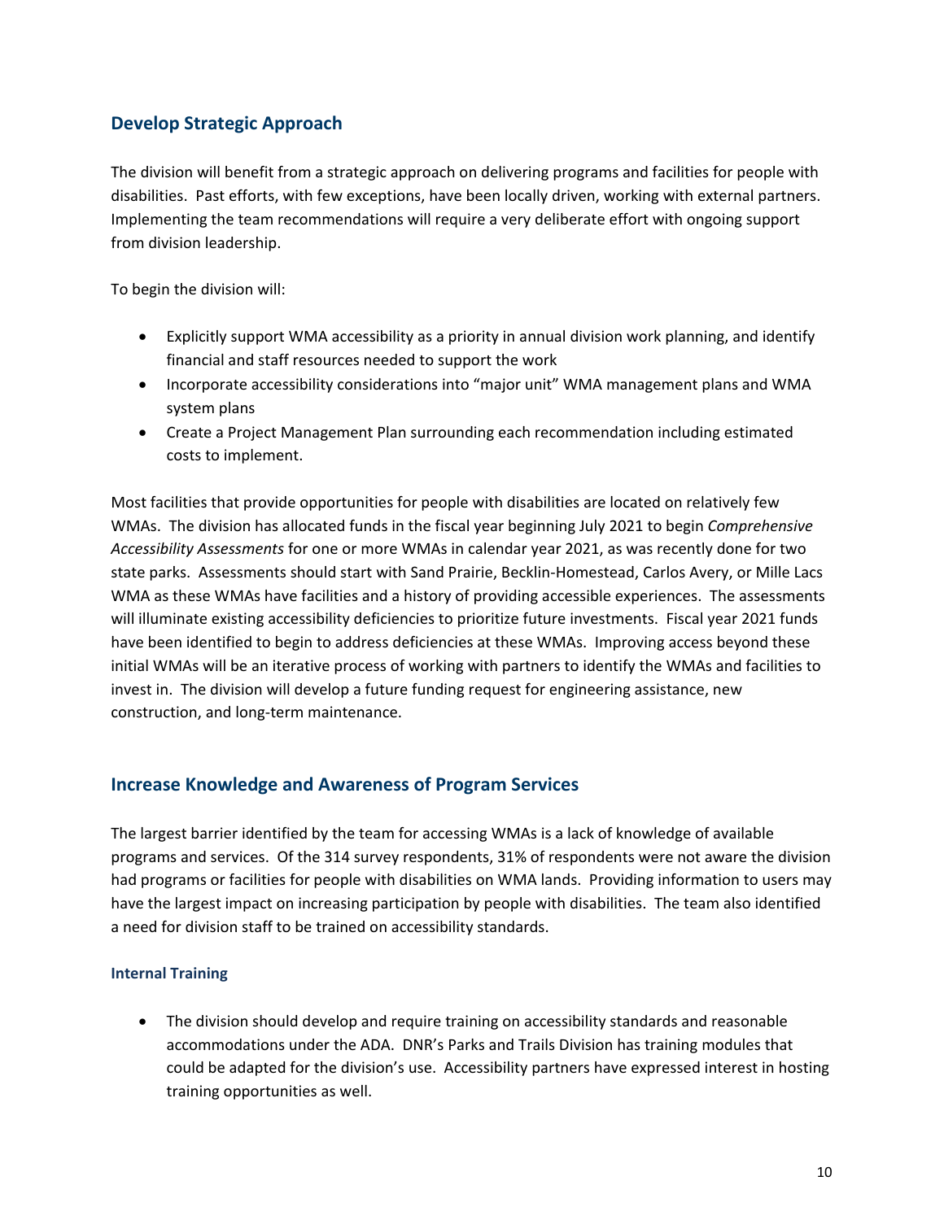## Develop Strategic Approach

The division will benefit from a strategic approach on delivering programs and facilities for people with disabilities. Past efforts, with few exceptions, have been locally driven, working with external partners. Implementing the team recommendations will require a very deliberate effort with ongoing support from division leadership.

To begin the division will:

- Explicitly support WMA accessibility as a priority in annual division work planning, and identify financial and staff resources needed to support the work
- Incorporate accessibility considerations into "major unit" WMA management plans and WMA system plans
- Create a Project Management Plan surrounding each recommendation including estimated costs to implement.

Most facilities that provide opportunities for people with disabilities are located on relatively few WMAs. The division has allocated funds in the fiscal year beginning July 2021 to begin *Comprehensive Accessibility Assessments* for one or more WMAs in calendar year 2021, as was recently done for two state parks. Assessments should start with Sand Prairie, Becklin-Homestead, Carlos Avery, or Mille Lacs WMA as these WMAs have facilities and a history of providing accessible experiences. The assessments will illuminate existing accessibility deficiencies to prioritize future investments. Fiscal year 2021 funds have been identified to begin to address deficiencies at these WMAs. Improving access beyond these initial WMAs will be an iterative process of working with partners to identify the WMAs and facilities to invest in. The division will develop a future funding request for engineering assistance, new construction, and long-term maintenance.

## Increase Knowledge and Awareness of Program Services

The largest barrier identified by the team for accessing WMAs is a lack of knowledge of available programs and services. Of the 314 survey respondents, 31% of respondents were not aware the division had programs or facilities for people with disabilities on WMA lands. Providing information to users may have the largest impact on increasing participation by people with disabilities. The team also identified a need for division staff to be trained on accessibility standards.

### Internal Training

- The division should develop and require training on accessibility standards and reasonable accommodations under the ADA. DNR's Parks and Trails Division has training modules that could be adapted for the division's use. Accessibility partners have expressed interest in hosting training opportunities as well.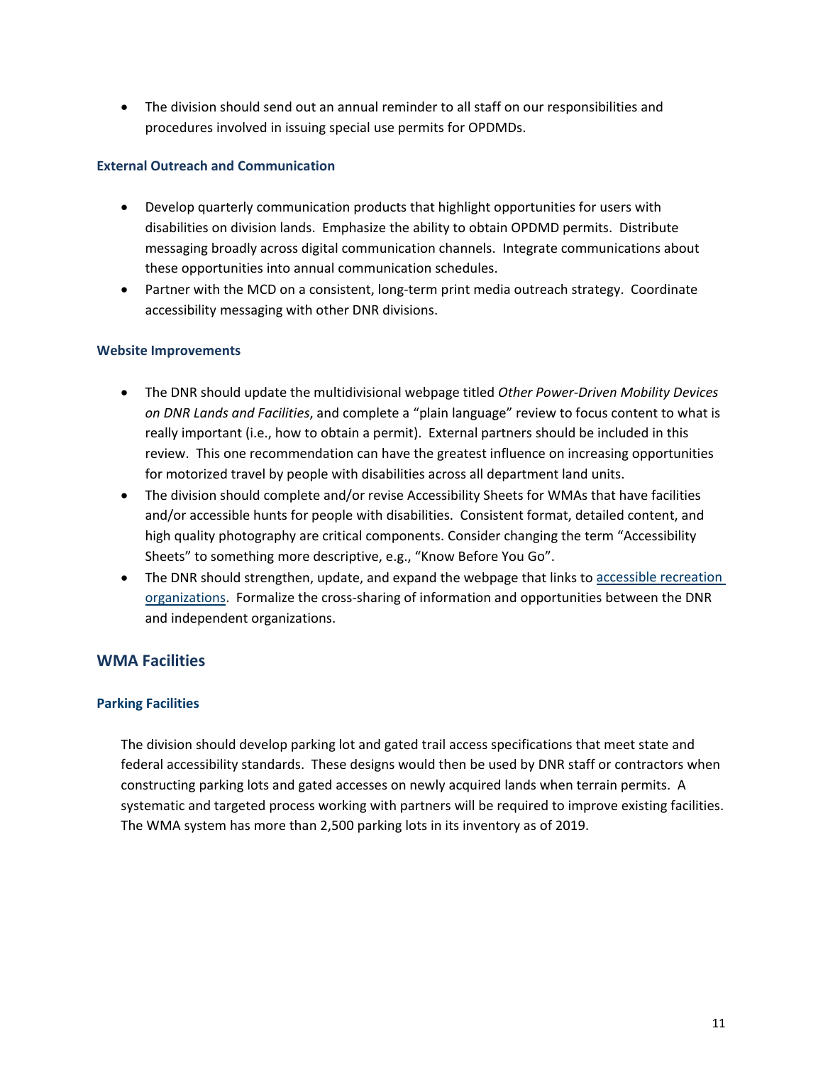- The division should send out an annual reminder to all staff on our responsibilities and procedures involved in issuing special use permits for OPDMDs.

### External Outreach and Communication

- Develop quarterly communication products that highlight opportunities for users with disabilities on division lands. Emphasize the ability to obtain OPDMD permits. Distribute messaging broadly across digital communication channels. Integrate communications about these opportunities into annual communication schedules.
- Partner with the MCD on a consistent, long-term print media outreach strategy. Coordinate accessibility messaging with other DNR divisions.

### Website Improvements

- The DNR should update the multidivisional webpage titled *Other Power-Driven Mobility Devices on DNR Lands and Facilities*, and complete a "plain language" review to focus content to what is really important (i.e., how to obtain a permit). External partners should be included in this review. This one recommendation can have the greatest influence on increasing opportunities for motorized travel by people with disabilities across all department land units.
- The division should complete and/or revise Accessibility Sheets for WMAs that have facilities and/or accessible hunts for people with disabilities. Consistent format, detailed content, and high quality photography are critical components. Consider changing the term "Accessibility Sheets" to something more descriptive, e.g., "Know Before You Go".
- The DNR should strengthen, update, and expand the webpage that links to accessible recreation organizations. Formalize the cross-sharing of information and opportunities between the DNR and independent organizations.

## WMA Facilities

### Parking Facilities

The division should develop parking lot and gated trail access specifications that meet state and federal accessibility standards. These designs would then be used by DNR staff or contractors when constructing parking lots and gated accesses on newly acquired lands when terrain permits. A systematic and targeted process working with partners will be required to improve existing facilities. The WMA system has more than 2,500 parking lots in its inventory as of 2019.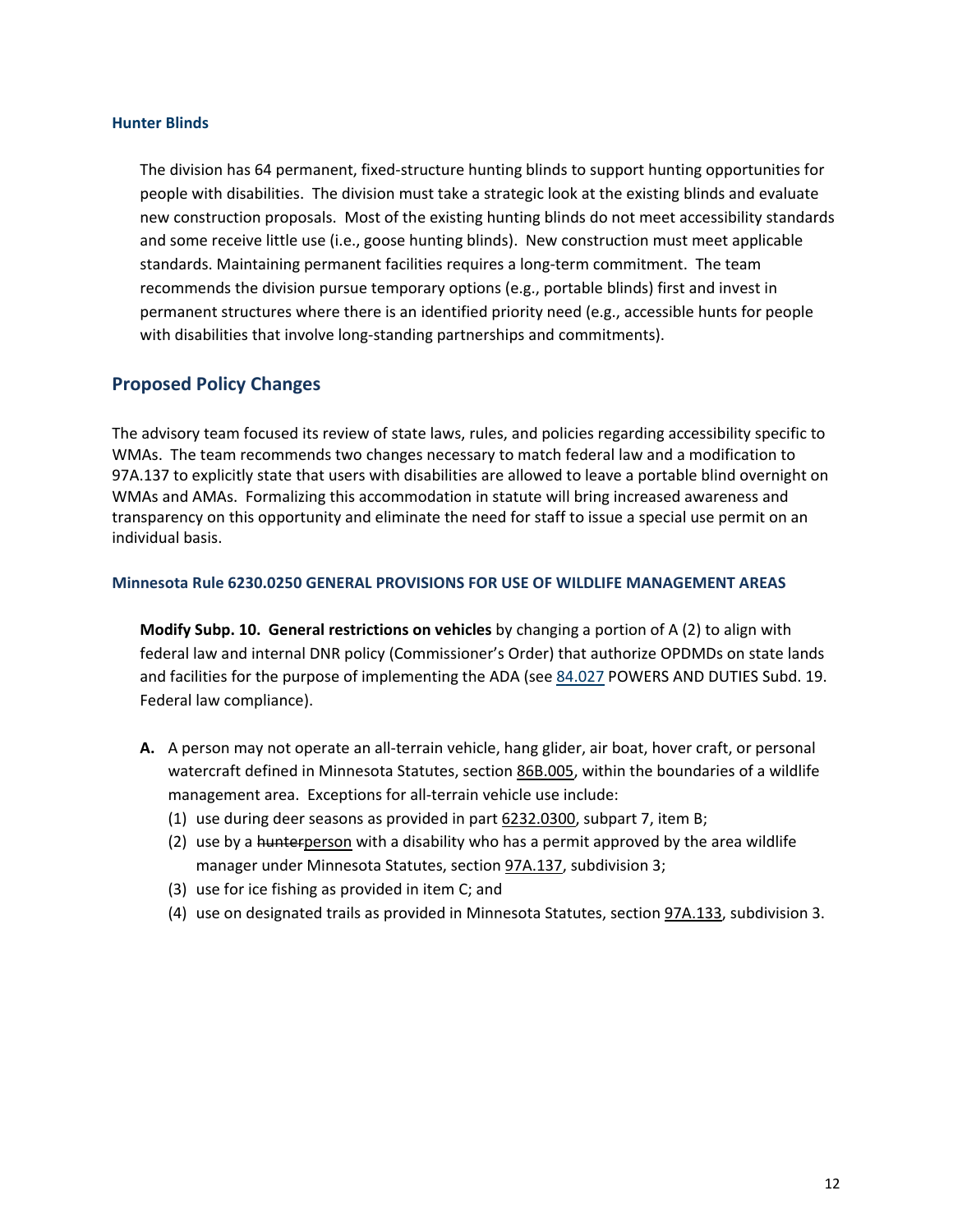### Hunter Blinds

The division has 64 permanent, fixed-structure hunting blinds to support hunting opportunities for people with disabilities. The division must take a strategic look at the existing blinds and evaluate new construction proposals. Most of the existing hunting blinds do not meet accessibility standards and some receive little use (i.e., goose hunting blinds). New construction must meet applicable standards. Maintaining permanent facilities requires a long-term commitment. The team recommends the division pursue temporary options (e.g., portable blinds) first and invest in permanent structures where there is an identified priority need (e.g., accessible hunts for people with disabilities that involve long-standing partnerships and commitments).

## Proposed Policy Changes

The advisory team focused its review of state laws, rules, and policies regarding accessibility specific to WMAs. The team recommends two changes necessary to match federal law and a modification to 97A.137 to explicitly state that users with disabilities are allowed to leave a portable blind overnight on WMAs and AMAs. Formalizing this accommodation in statute will bring increased awareness and transparency on this opportunity and eliminate the need for staff to issue a special use permit on an individual basis.

### Minnesota Rule 6230.0250 GENERAL PROVISIONS FOR USE OF WILDLIFE MANAGEMENT AREAS

**Modify Subp. 10. General restrictions on vehicles** by changing a portion of A (2) to align with federal law and internal DNR policy (Commissioner's Order) that authorize OPDMDs on state lands and facilities for the purpose of implementing the ADA (see 84.027 POWERS AND DUTIES Subd. 19. Federal law compliance).

**A.** A person may not operate an all-terrain vehicle, hang glider, air boat, hover craft, or personal watercraft defined in Minnesota Statutes, section 86B.005, within the boundaries of a wildlife management area. Exceptions for all-terrain vehicle use include:

(1) use during deer seasons as provided in part 6232.0300, subpart 7, item B;

(2) use by a ~~hunter~~<u>person</u> with a disability who has a permit approved by the area wildlife manager under Minnesota Statutes, section 97A.137, subdivision 3;

(3) use for ice fishing as provided in item C; and

(4) use on designated trails as provided in Minnesota Statutes, section 97A.133, subdivision 3.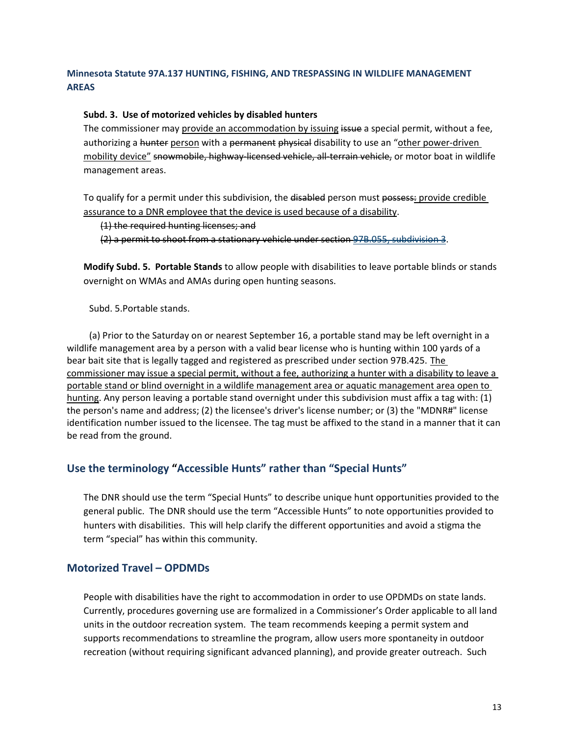### Minnesota Statute 97A.137 HUNTING, FISHING, AND TRESPASSING IN WILDLIFE MANAGEMENT AREAS

**Subd. 3. Use of motorized vehicles by disabled hunters**

The commissioner may <u>provide an accommodation by issuing</u> ~~issue~~ a special permit, without a fee, authorizing a ~~hunter~~ <u>person</u> with a ~~permanent physical~~ disability to use an "<u>other power-driven mobility device</u>" ~~snowmobile, highway-licensed vehicle, all-terrain vehicle,~~ or motor boat in wildlife management areas.

To qualify for a permit under this subdivision, the ~~disabled~~ person must ~~possess:~~ <u>provide credible assurance to a DNR employee that the device is used because of a disability</u>.

~~(1) the required hunting licenses; and~~

~~(2) a permit to shoot from a stationary vehicle under section 97B.055, subdivision 3~~.

**Modify Subd. 5. Portable Stands** to allow people with disabilities to leave portable blinds or stands overnight on WMAs and AMAs during open hunting seasons.

Subd. 5.Portable stands.

(a) Prior to the Saturday on or nearest September 16, a portable stand may be left overnight in a wildlife management area by a person with a valid bear license who is hunting within 100 yards of a bear bait site that is legally tagged and registered as prescribed under section 97B.425. <u>The commissioner may issue a special permit, without a fee, authorizing a hunter with a disability to leave a portable stand or blind overnight in a wildlife management area or aquatic management area open to hunting</u>. Any person leaving a portable stand overnight under this subdivision must affix a tag with: (1) the person's name and address; (2) the licensee's driver's license number; or (3) the "MDNR#" license identification number issued to the licensee. The tag must be affixed to the stand in a manner that it can be read from the ground.

## Use the terminology "Accessible Hunts" rather than "Special Hunts"

The DNR should use the term "Special Hunts" to describe unique hunt opportunities provided to the general public. The DNR should use the term "Accessible Hunts" to note opportunities provided to hunters with disabilities. This will help clarify the different opportunities and avoid a stigma the term "special" has within this community.

## Motorized Travel – OPDMDs

People with disabilities have the right to accommodation in order to use OPDMDs on state lands. Currently, procedures governing use are formalized in a Commissioner's Order applicable to all land units in the outdoor recreation system. The team recommends keeping a permit system and supports recommendations to streamline the program, allow users more spontaneity in outdoor recreation (without requiring significant advanced planning), and provide greater outreach. Such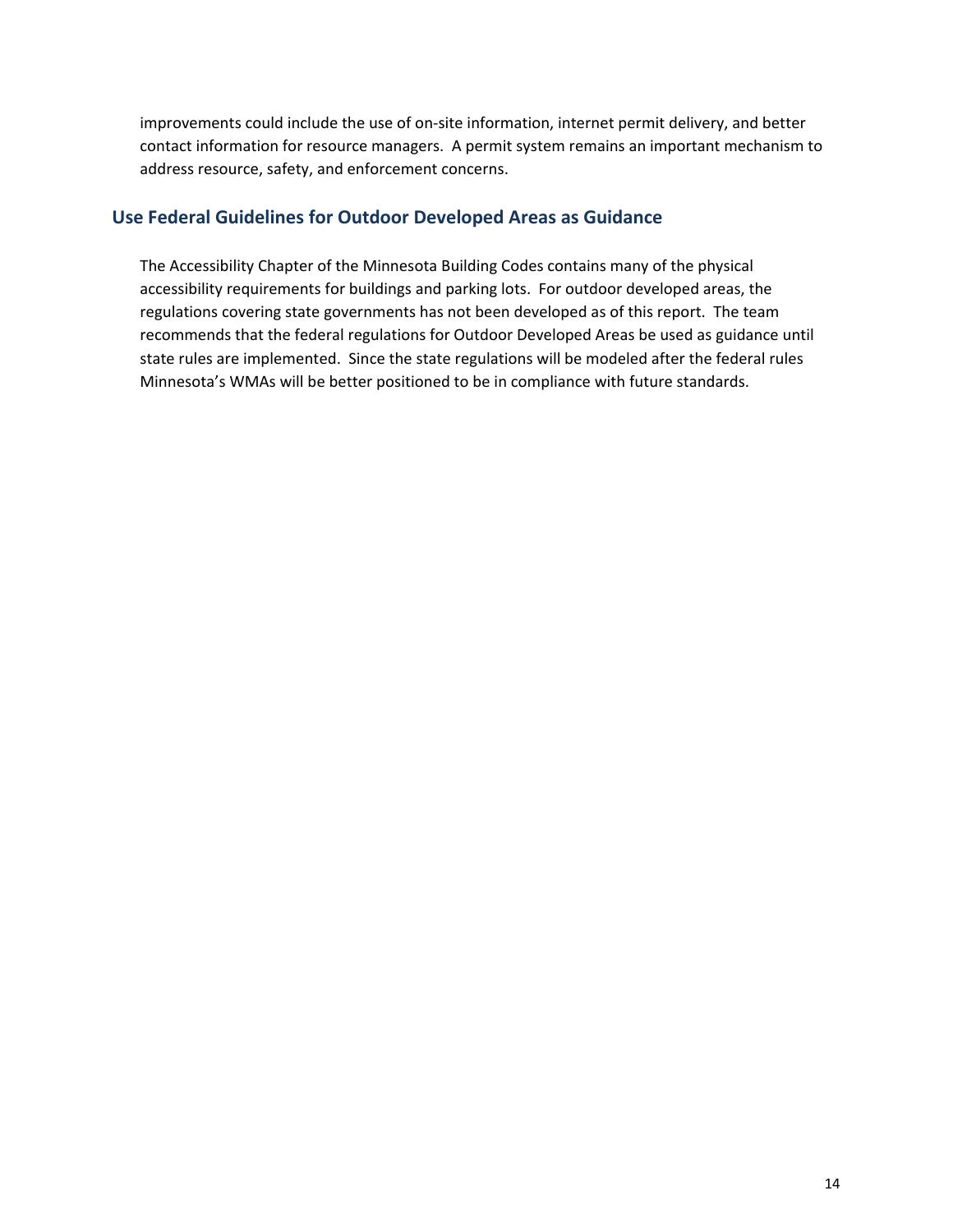improvements could include the use of on-site information, internet permit delivery, and better contact information for resource managers. A permit system remains an important mechanism to address resource, safety, and enforcement concerns.

## Use Federal Guidelines for Outdoor Developed Areas as Guidance

The Accessibility Chapter of the Minnesota Building Codes contains many of the physical accessibility requirements for buildings and parking lots. For outdoor developed areas, the regulations covering state governments has not been developed as of this report. The team recommends that the federal regulations for Outdoor Developed Areas be used as guidance until state rules are implemented. Since the state regulations will be modeled after the federal rules Minnesota's WMAs will be better positioned to be in compliance with future standards.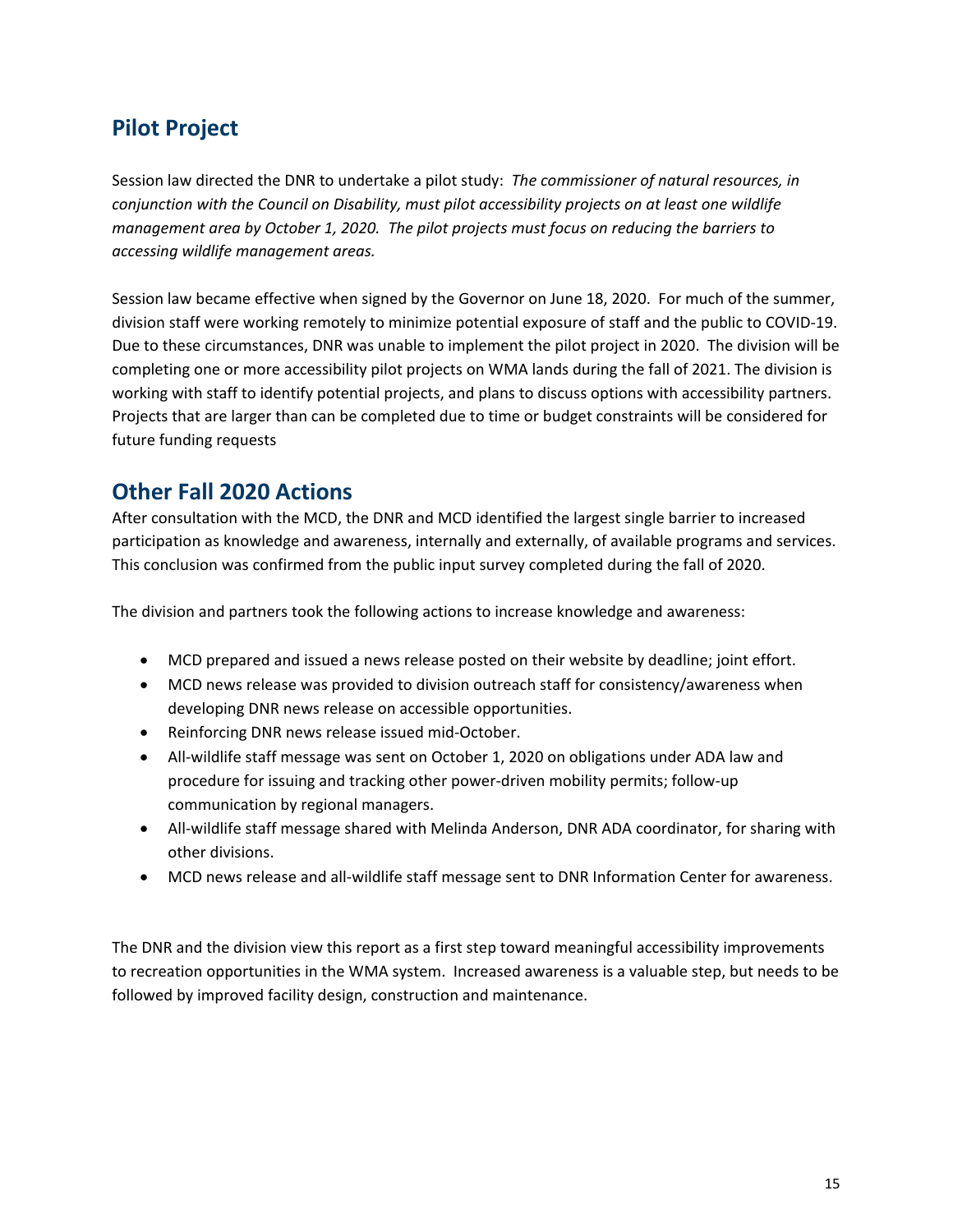## Pilot Project

Session law directed the DNR to undertake a pilot study: *The commissioner of natural resources, in conjunction with the Council on Disability, must pilot accessibility projects on at least one wildlife management area by October 1, 2020. The pilot projects must focus on reducing the barriers to accessing wildlife management areas.*

Session law became effective when signed by the Governor on June 18, 2020. For much of the summer, division staff were working remotely to minimize potential exposure of staff and the public to COVID-19. Due to these circumstances, DNR was unable to implement the pilot project in 2020. The division will be completing one or more accessibility pilot projects on WMA lands during the fall of 2021. The division is working with staff to identify potential projects, and plans to discuss options with accessibility partners. Projects that are larger than can be completed due to time or budget constraints will be considered for future funding requests

## Other Fall 2020 Actions

After consultation with the MCD, the DNR and MCD identified the largest single barrier to increased participation as knowledge and awareness, internally and externally, of available programs and services. This conclusion was confirmed from the public input survey completed during the fall of 2020.

The division and partners took the following actions to increase knowledge and awareness:

- MCD prepared and issued a news release posted on their website by deadline; joint effort.
- MCD news release was provided to division outreach staff for consistency/awareness when developing DNR news release on accessible opportunities.
- Reinforcing DNR news release issued mid-October.
- All-wildlife staff message was sent on October 1, 2020 on obligations under ADA law and procedure for issuing and tracking other power-driven mobility permits; follow-up communication by regional managers.
- All-wildlife staff message shared with Melinda Anderson, DNR ADA coordinator, for sharing with other divisions.
- MCD news release and all-wildlife staff message sent to DNR Information Center for awareness.

The DNR and the division view this report as a first step toward meaningful accessibility improvements to recreation opportunities in the WMA system. Increased awareness is a valuable step, but needs to be followed by improved facility design, construction and maintenance.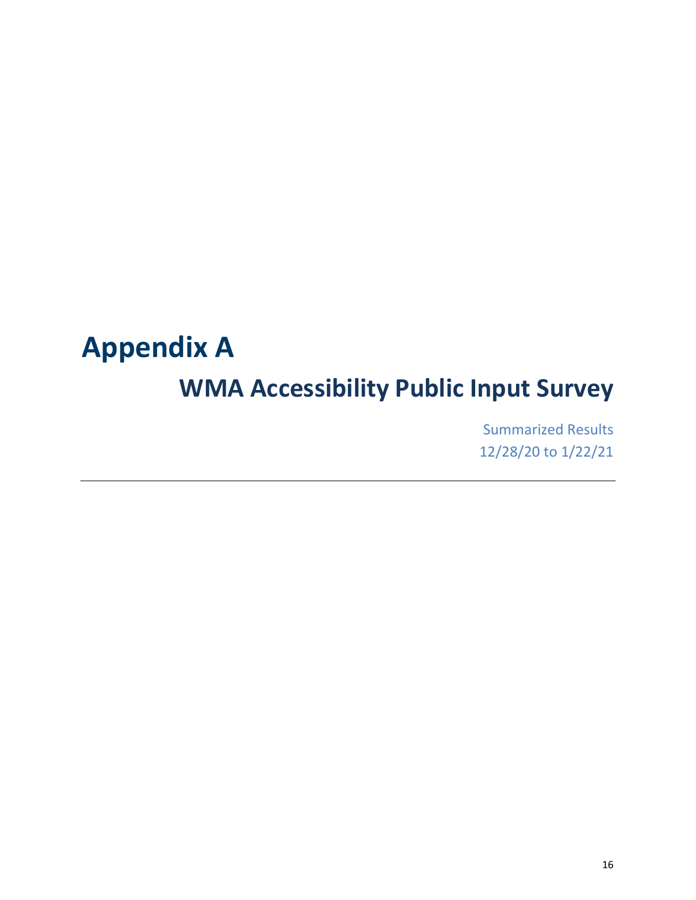# Appendix A

## WMA Accessibility Public Input Survey

Summarized Results
12/28/20 to 1/22/21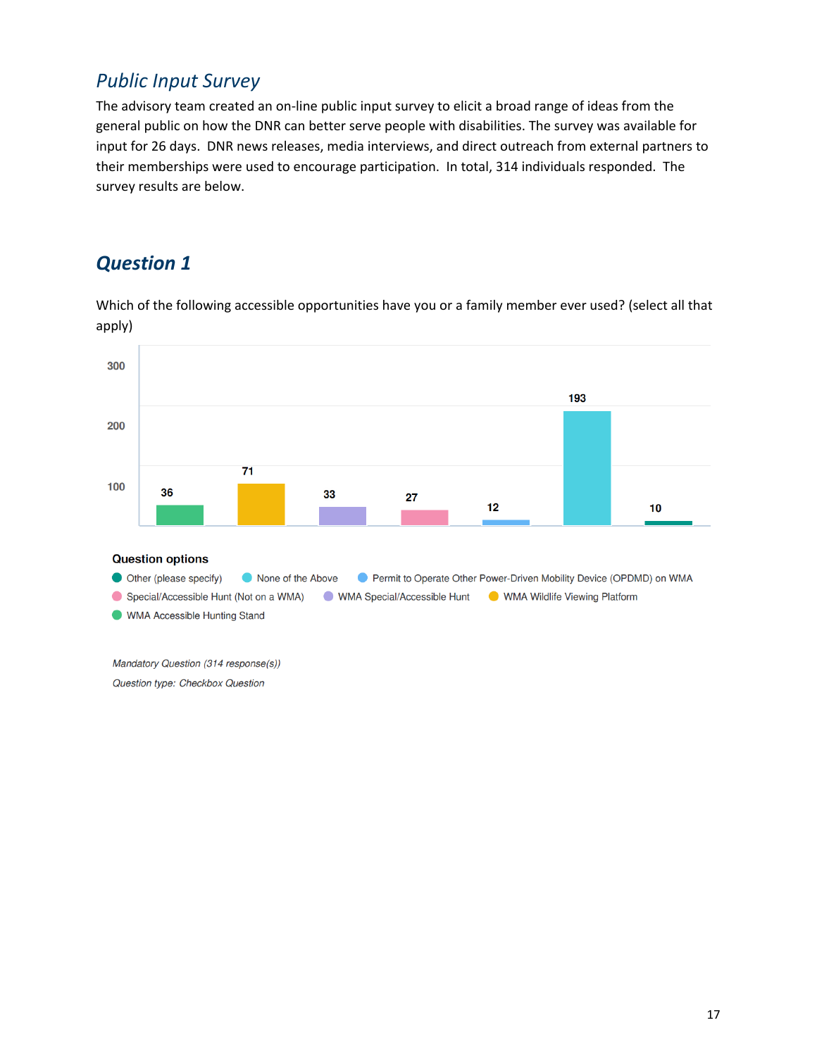## Public Input Survey

The advisory team created an on-line public input survey to elicit a broad range of ideas from the general public on how the DNR can better serve people with disabilities. The survey was available for input for 26 days. DNR news releases, media interviews, and direct outreach from external partners to their memberships were used to encourage participation. In total, 314 individuals responded. The survey results are below.

## Question 1

Which of the following accessible opportunities have you or a family member ever used? (select all that apply)

| Question option | Responses |
| --- | --- |
| WMA Accessible Hunting Stand | 36 |
| WMA Wildlife Viewing Platform | 71 |
| WMA Special/Accessible Hunt | 33 |
| Special/Accessible Hunt (Not on a WMA) | 27 |
| Permit to Operate Other Power-Driven Mobility Device (OPDMD) on WMA | 12 |
| None of the Above | 193 |
| Other (please specify) | 10 |

*Mandatory Question (314 response(s))*

*Question type: Checkbox Question*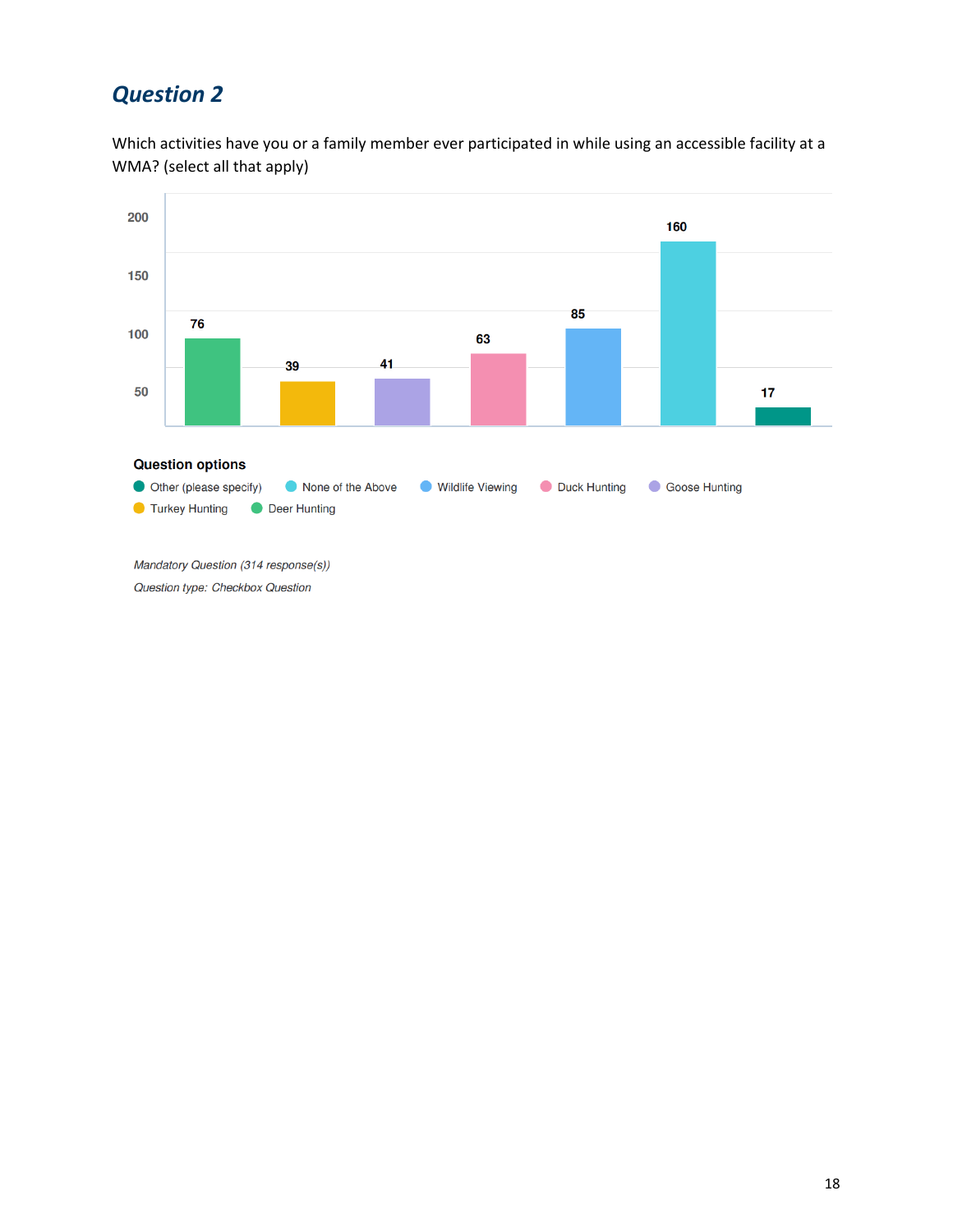## Question 2

Which activities have you or a family member ever participated in while using an accessible facility at a WMA? (select all that apply)

| Option | Responses |
|---|---|
| Deer Hunting | 76 |
| Turkey Hunting | 39 |
| Goose Hunting | 41 |
| Duck Hunting | 63 |
| Wildlife Viewing | 85 |
| None of the Above | 160 |
| Other (please specify) | 17 |

**Question options**

- Other (please specify)
- None of the Above
- Wildlife Viewing
- Duck Hunting
- Goose Hunting
- Turkey Hunting
- Deer Hunting

*Mandatory Question (314 response(s))*

*Question type: Checkbox Question*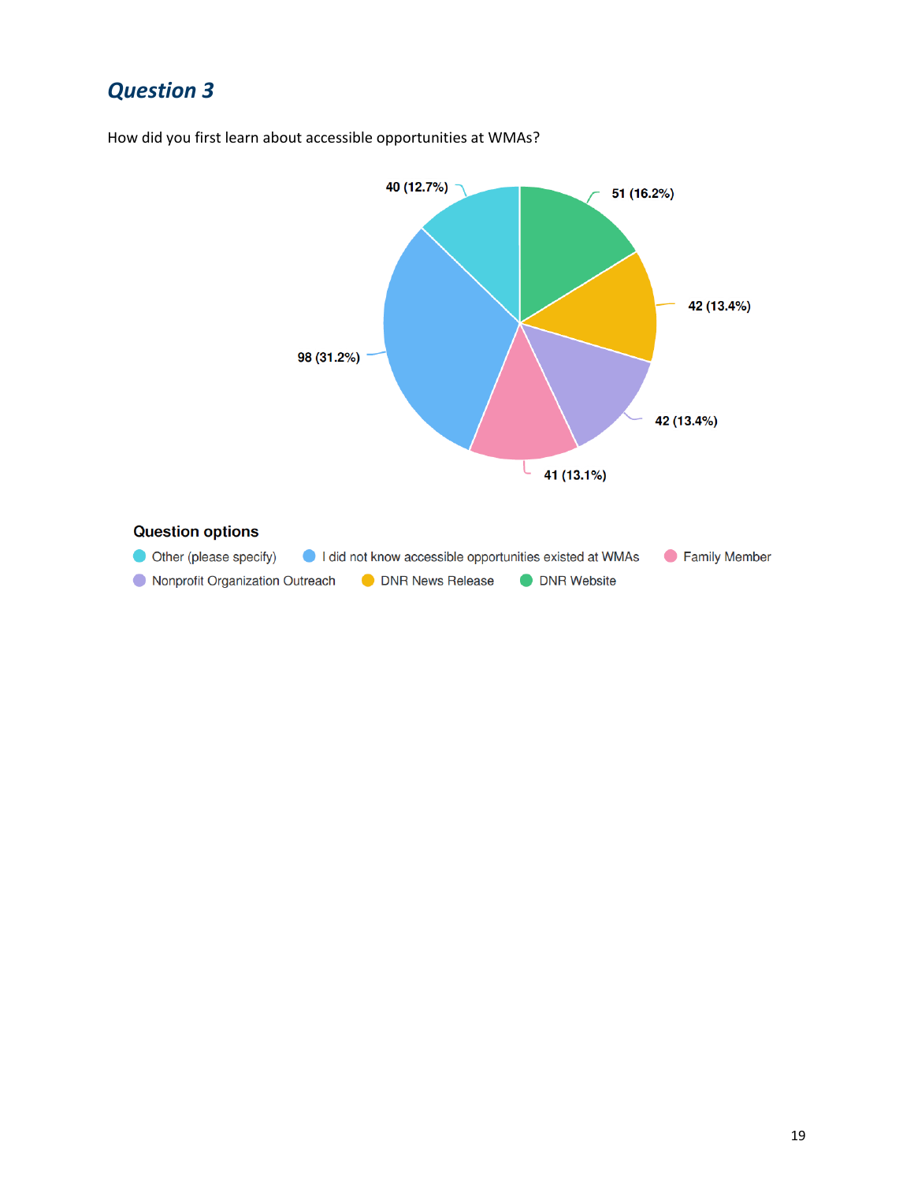## *Question 3*

How did you first learn about accessible opportunities at WMAs?

40 (12.7%)

51 (16.2%)

42 (13.4%)

98 (31.2%)

42 (13.4%)

41 (13.1%)

**Question options**

- Other (please specify)
- I did not know accessible opportunities existed at WMAs
- Family Member
- Nonprofit Organization Outreach
- DNR News Release
- DNR Website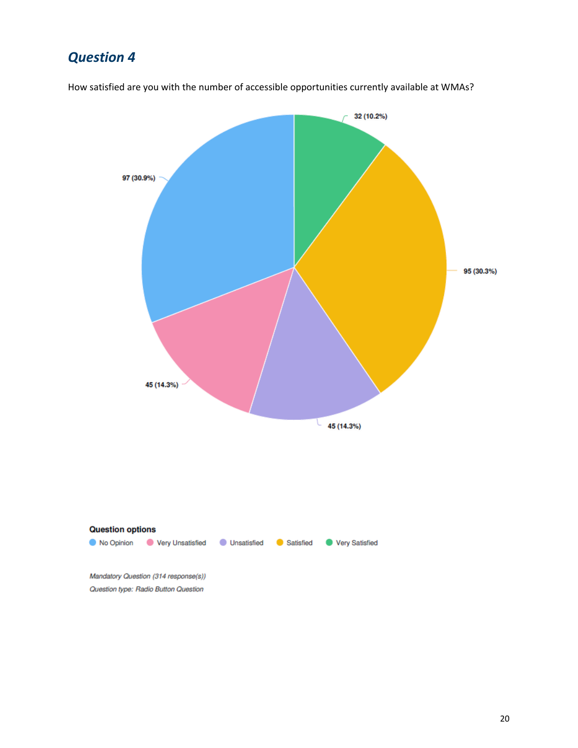## Question 4

How satisfied are you with the number of accessible opportunities currently available at WMAs?

97 (30.9%)

32 (10.2%)

95 (30.3%)

45 (14.3%)

45 (14.3%)

**Question options**

No Opinion · Very Unsatisfied · Unsatisfied · Satisfied · Very Satisfied

*Mandatory Question (314 response(s))*

*Question type: Radio Button Question*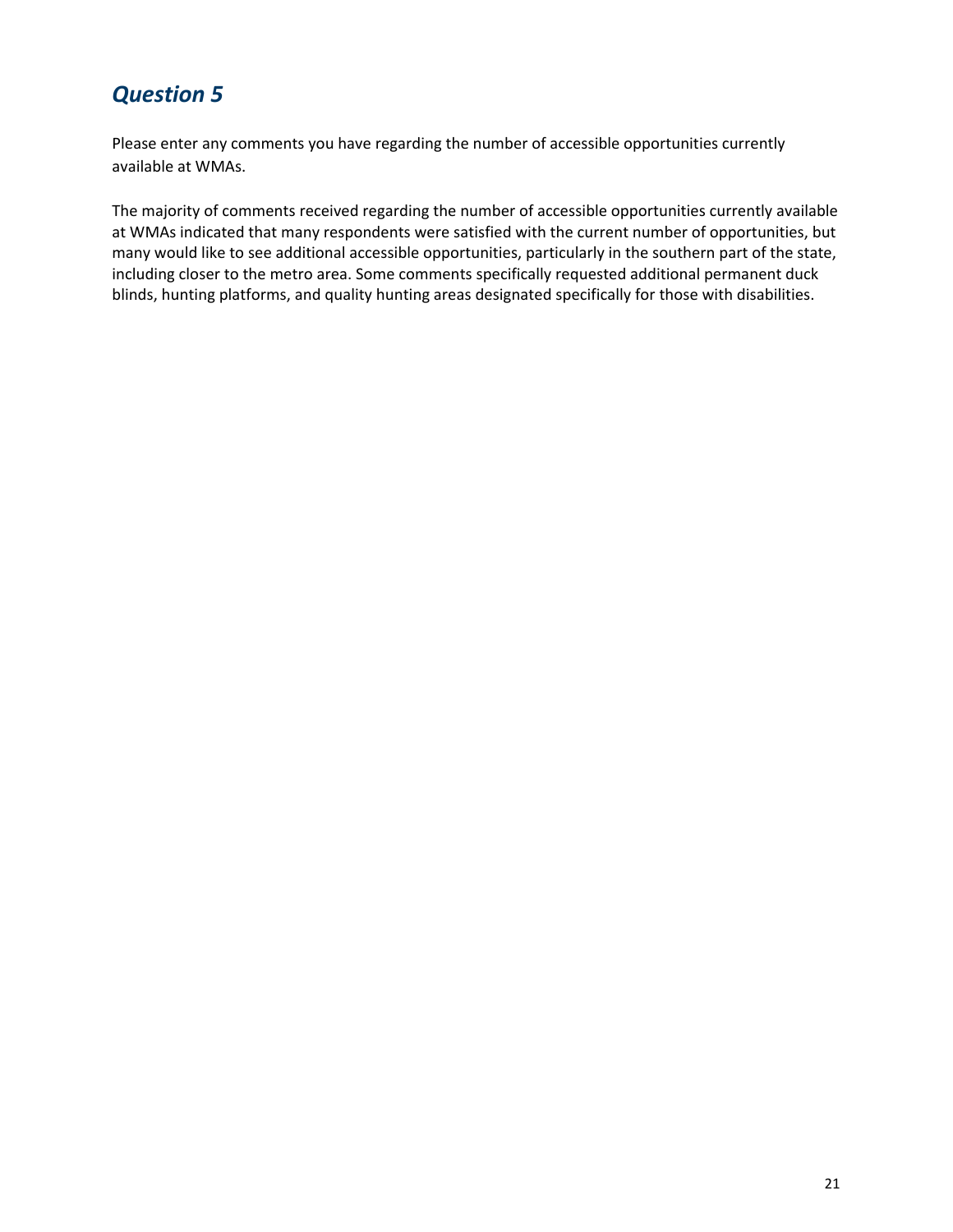## *Question 5*

Please enter any comments you have regarding the number of accessible opportunities currently available at WMAs.

The majority of comments received regarding the number of accessible opportunities currently available at WMAs indicated that many respondents were satisfied with the current number of opportunities, but many would like to see additional accessible opportunities, particularly in the southern part of the state, including closer to the metro area. Some comments specifically requested additional permanent duck blinds, hunting platforms, and quality hunting areas designated specifically for those with disabilities.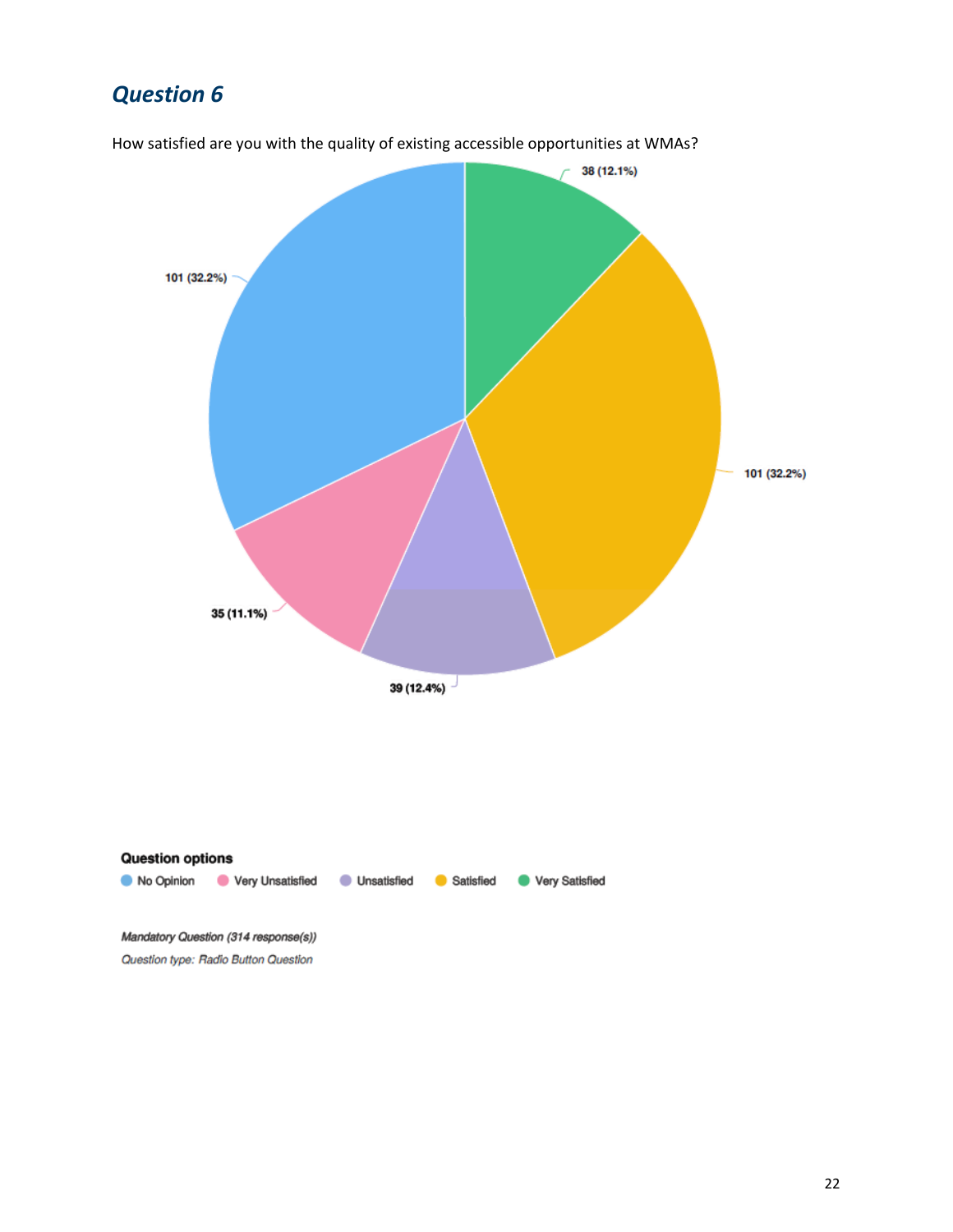## Question 6

How satisfied are you with the quality of existing accessible opportunities at WMAs?

38 (12.1%)

101 (32.2%)

101 (32.2%)

35 (11.1%)

39 (12.4%)

**Question options**

No Opinion | Very Unsatisfied | Unsatisfied | Satisfied | Very Satisfied

*Mandatory Question (314 response(s))*

*Question type: Radio Button Question*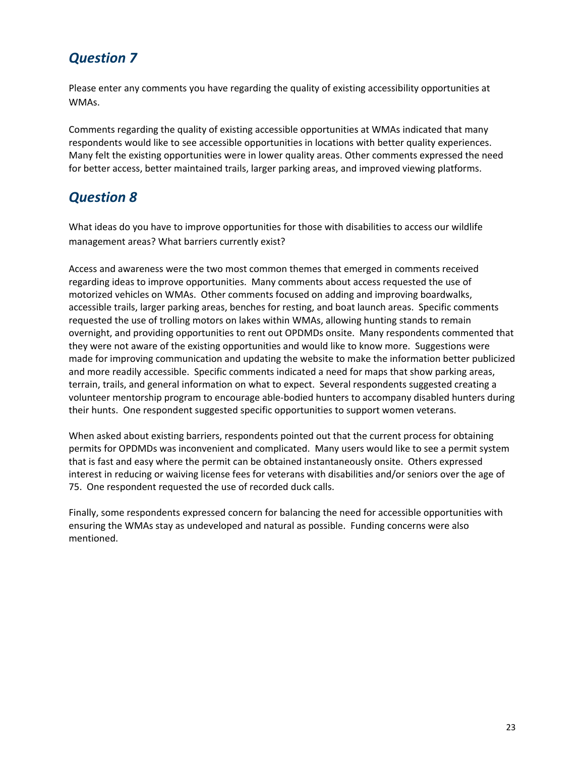## *Question 7*

Please enter any comments you have regarding the quality of existing accessibility opportunities at WMAs.

Comments regarding the quality of existing accessible opportunities at WMAs indicated that many respondents would like to see accessible opportunities in locations with better quality experiences. Many felt the existing opportunities were in lower quality areas. Other comments expressed the need for better access, better maintained trails, larger parking areas, and improved viewing platforms.

## *Question 8*

What ideas do you have to improve opportunities for those with disabilities to access our wildlife management areas? What barriers currently exist?

Access and awareness were the two most common themes that emerged in comments received regarding ideas to improve opportunities. Many comments about access requested the use of motorized vehicles on WMAs. Other comments focused on adding and improving boardwalks, accessible trails, larger parking areas, benches for resting, and boat launch areas. Specific comments requested the use of trolling motors on lakes within WMAs, allowing hunting stands to remain overnight, and providing opportunities to rent out OPDMDs onsite. Many respondents commented that they were not aware of the existing opportunities and would like to know more. Suggestions were made for improving communication and updating the website to make the information better publicized and more readily accessible. Specific comments indicated a need for maps that show parking areas, terrain, trails, and general information on what to expect. Several respondents suggested creating a volunteer mentorship program to encourage able-bodied hunters to accompany disabled hunters during their hunts. One respondent suggested specific opportunities to support women veterans.

When asked about existing barriers, respondents pointed out that the current process for obtaining permits for OPDMDs was inconvenient and complicated. Many users would like to see a permit system that is fast and easy where the permit can be obtained instantaneously onsite. Others expressed interest in reducing or waiving license fees for veterans with disabilities and/or seniors over the age of 75. One respondent requested the use of recorded duck calls.

Finally, some respondents expressed concern for balancing the need for accessible opportunities with ensuring the WMAs stay as undeveloped and natural as possible. Funding concerns were also mentioned.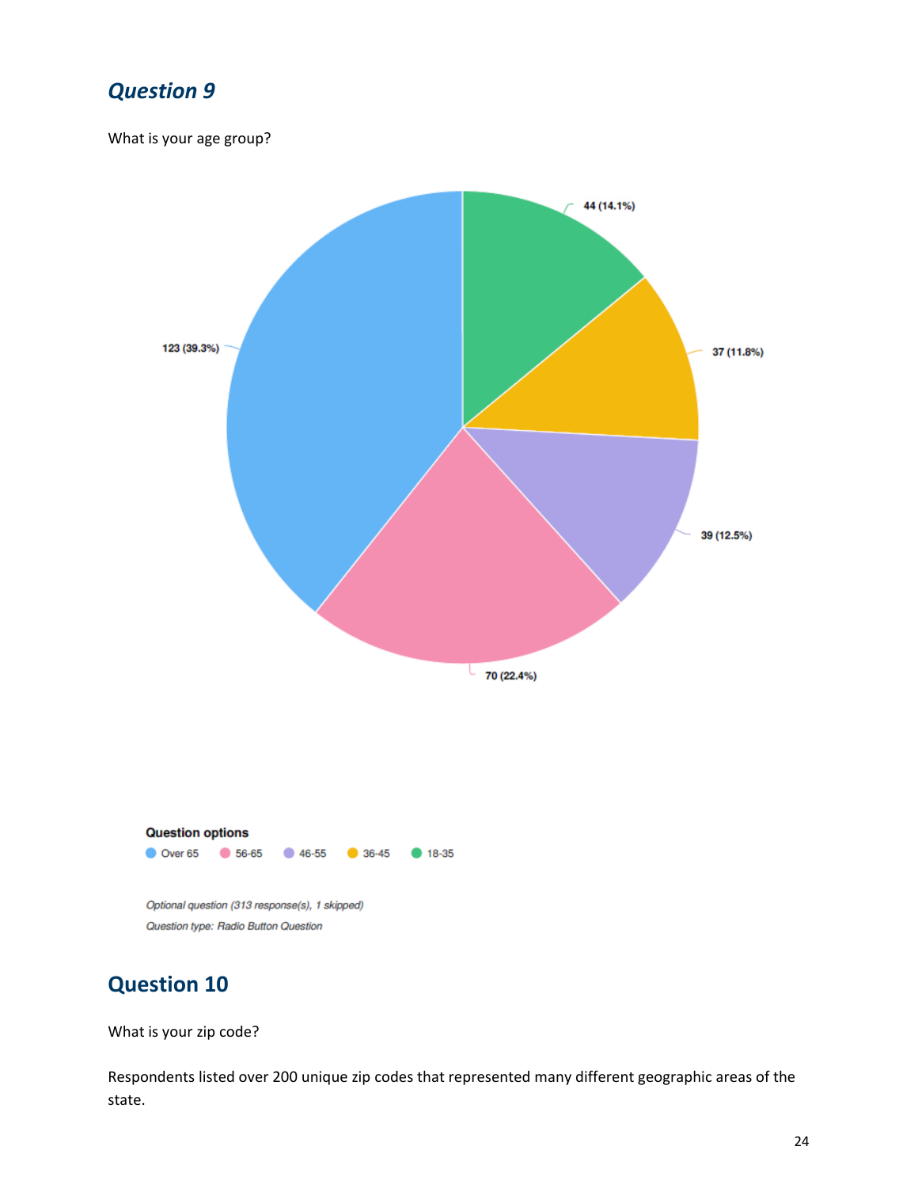## Question 9

What is your age group?

44 (14.1%)

37 (11.8%)

123 (39.3%)

39 (12.5%)

70 (22.4%)

**Question options**

Over 65
56-65
46-55
36-45
18-35

*Optional question (313 response(s), 1 skipped)*

*Question type: Radio Button Question*

## Question 10

What is your zip code?

Respondents listed over 200 unique zip codes that represented many different geographic areas of the state.